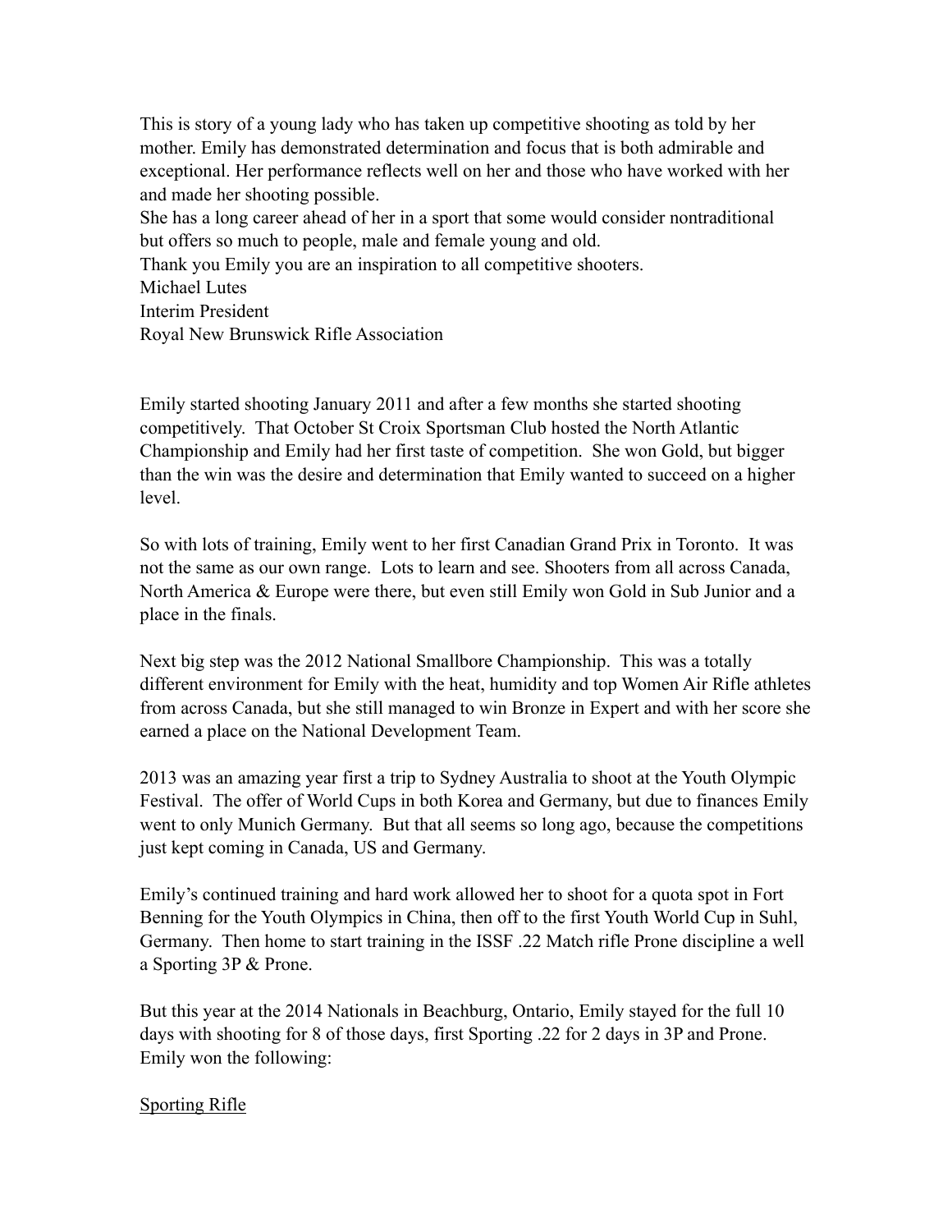This is story of a young lady who has taken up competitive shooting as told by her mother. Emily has demonstrated determination and focus that is both admirable and exceptional. Her performance reflects well on her and those who have worked with her and made her shooting possible.

She has a long career ahead of her in a sport that some would consider nontraditional but offers so much to people, male and female young and old.

Thank you Emily you are an inspiration to all competitive shooters.

Michael Lutes
Interim President
Royal New Brunswick Rifle Association

Emily started shooting January 2011 and after a few months she started shooting competitively. That October St Croix Sportsman Club hosted the North Atlantic Championship and Emily had her first taste of competition. She won Gold, but bigger than the win was the desire and determination that Emily wanted to succeed on a higher level.

So with lots of training, Emily went to her first Canadian Grand Prix in Toronto. It was not the same as our own range. Lots to learn and see. Shooters from all across Canada, North America & Europe were there, but even still Emily won Gold in Sub Junior and a place in the finals.

Next big step was the 2012 National Smallbore Championship. This was a totally different environment for Emily with the heat, humidity and top Women Air Rifle athletes from across Canada, but she still managed to win Bronze in Expert and with her score she earned a place on the National Development Team.

2013 was an amazing year first a trip to Sydney Australia to shoot at the Youth Olympic Festival. The offer of World Cups in both Korea and Germany, but due to finances Emily went to only Munich Germany. But that all seems so long ago, because the competitions just kept coming in Canada, US and Germany.

Emily's continued training and hard work allowed her to shoot for a quota spot in Fort Benning for the Youth Olympics in China, then off to the first Youth World Cup in Suhl, Germany. Then home to start training in the ISSF .22 Match rifle Prone discipline a well a Sporting 3P & Prone.

But this year at the 2014 Nationals in Beachburg, Ontario, Emily stayed for the full 10 days with shooting for 8 of those days, first Sporting .22 for 2 days in 3P and Prone. Emily won the following:

<u>Sporting Rifle</u>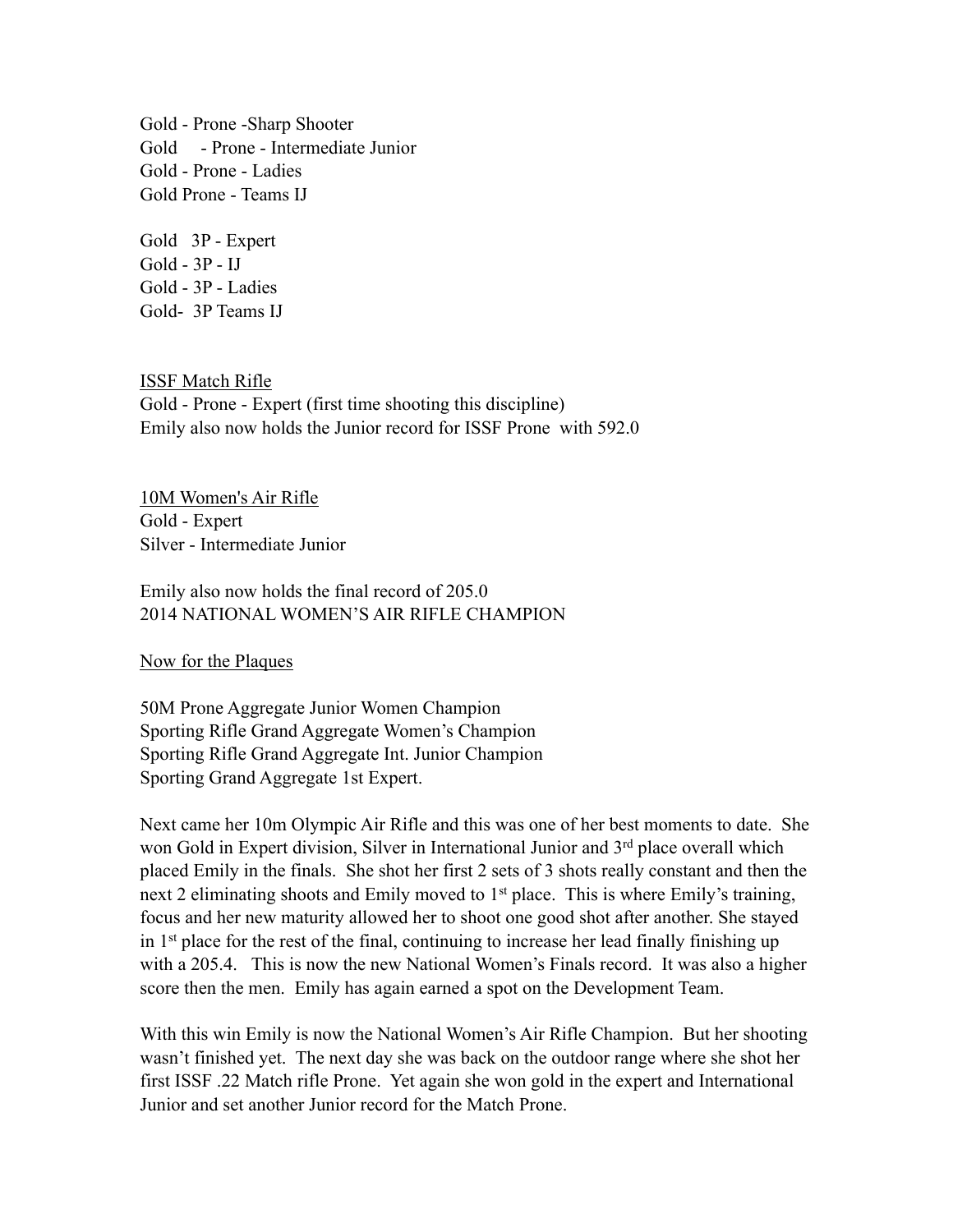Gold - Prone -Sharp Shooter  
Gold - Prone - Intermediate Junior  
Gold - Prone - Ladies  
Gold Prone - Teams IJ

Gold 3P - Expert  
Gold - 3P - IJ  
Gold - 3P - Ladies  
Gold- 3P Teams IJ

<u>ISSF Match Rifle</u>  
Gold - Prone - Expert (first time shooting this discipline)  
Emily also now holds the Junior record for ISSF Prone with 592.0

<u>10M Women's Air Rifle</u>  
Gold - Expert  
Silver - Intermediate Junior

Emily also now holds the final record of 205.0  
2014 NATIONAL WOMEN'S AIR RIFLE CHAMPION

<u>Now for the Plaques</u>

50M Prone Aggregate Junior Women Champion  
Sporting Rifle Grand Aggregate Women's Champion  
Sporting Rifle Grand Aggregate Int. Junior Champion  
Sporting Grand Aggregate 1st Expert.

Next came her 10m Olympic Air Rifle and this was one of her best moments to date. She won Gold in Expert division, Silver in International Junior and 3rd place overall which placed Emily in the finals. She shot her first 2 sets of 3 shots really constant and then the next 2 eliminating shoots and Emily moved to 1st place. This is where Emily's training, focus and her new maturity allowed her to shoot one good shot after another. She stayed in 1st place for the rest of the final, continuing to increase her lead finally finishing up with a 205.4. This is now the new National Women's Finals record. It was also a higher score then the men. Emily has again earned a spot on the Development Team.

With this win Emily is now the National Women's Air Rifle Champion. But her shooting wasn't finished yet. The next day she was back on the outdoor range where she shot her first ISSF .22 Match rifle Prone. Yet again she won gold in the expert and International Junior and set another Junior record for the Match Prone.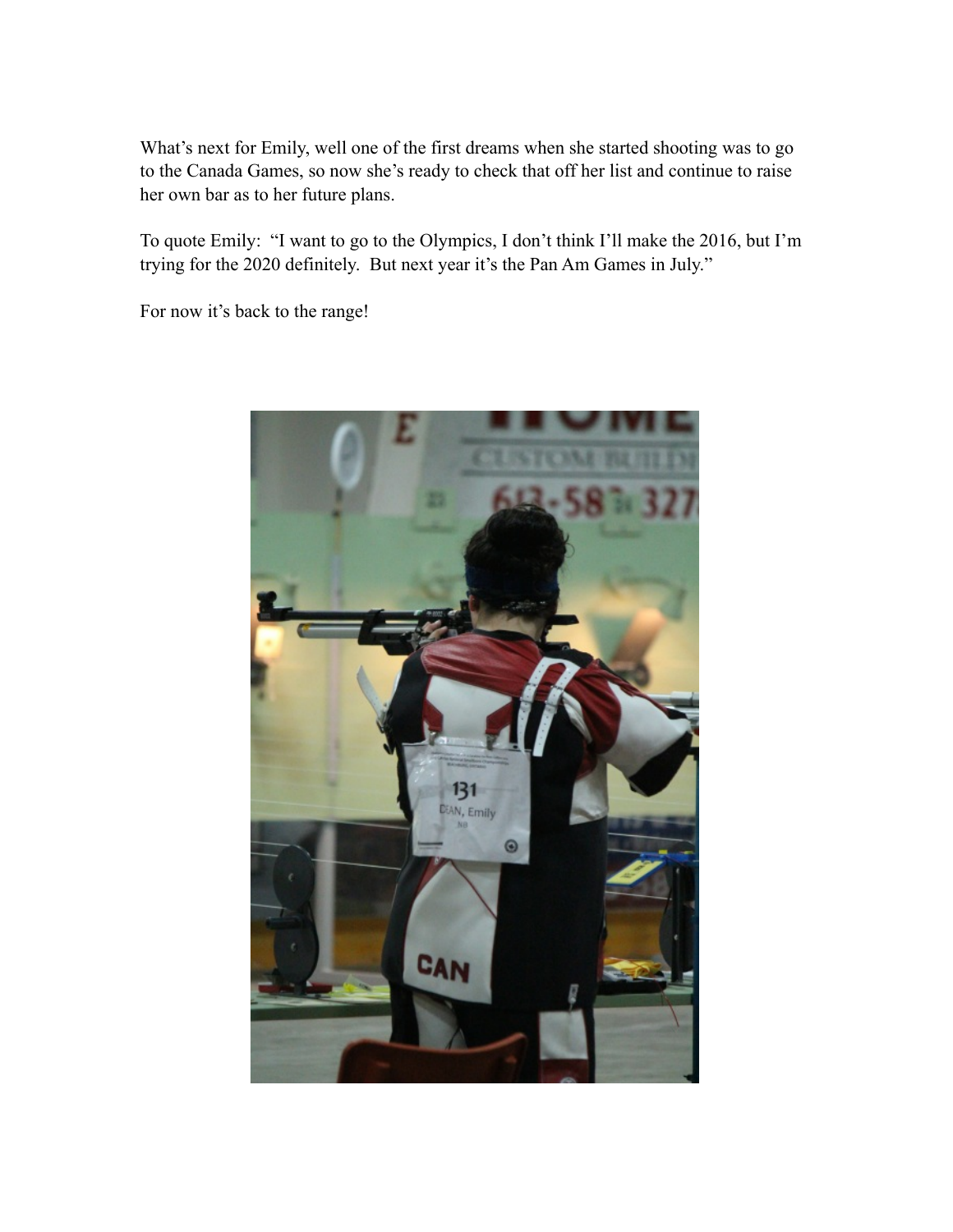What's next for Emily, well one of the first dreams when she started shooting was to go to the Canada Games, so now she's ready to check that off her list and continue to raise her own bar as to her future plans.

To quote Emily: "I want to go to the Olympics, I don't think I'll make the 2016, but I'm trying for the 2020 definitely. But next year it's the Pan Am Games in July."

For now it's back to the range!